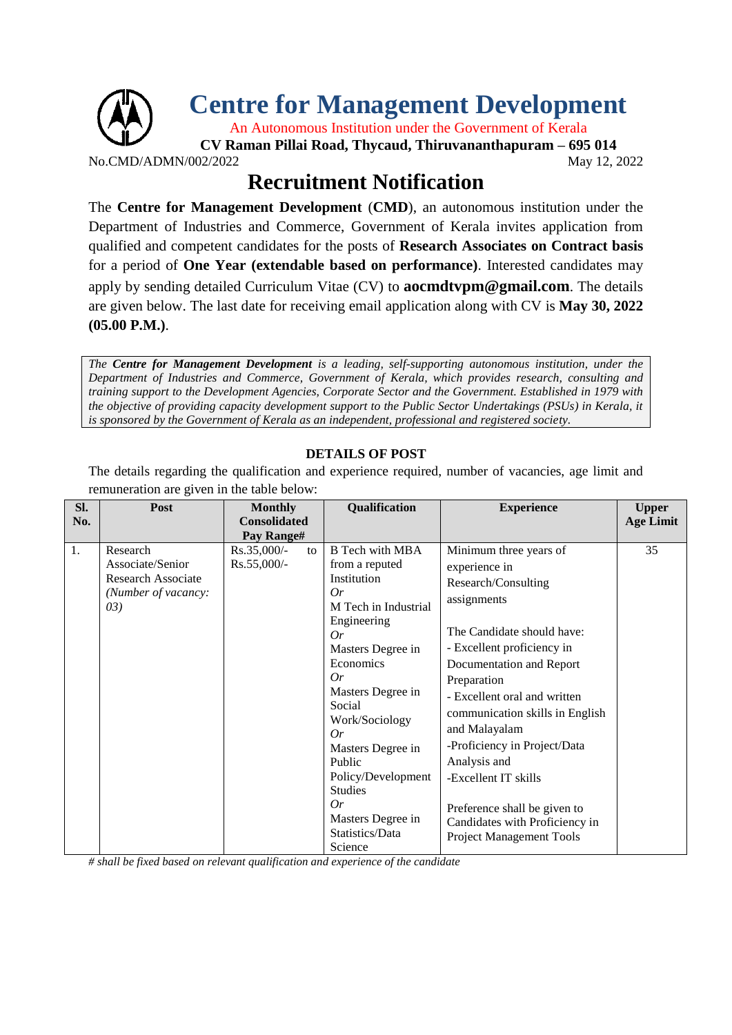# Centre for Management Development

An Autonomous Institution under the Government of Kerala

**CV Raman Pillai Road, Thycaud, Thiruvananthapuram – 695 014**

No.CMD/ADMN/002/2022 May 12, 2022

## Recruitment Notification

The **Centre for Management Development** (**CMD**), an autonomous institution under the Department of Industries and Commerce, Government of Kerala invites application from qualified and competent candidates for the posts of **Research Associates on Contract basis** for a period of **One Year (extendable based on performance)**. Interested candidates may apply by sending detailed Curriculum Vitae (CV) to **aocmdtvpm@gmail.com**. The details are given below. The last date for receiving email application along with CV is **May 30, 2022 (05.00 P.M.)**.

*The **Centre for Management Development** is a leading, self-supporting autonomous institution, under the Department of Industries and Commerce, Government of Kerala, which provides research, consulting and training support to the Development Agencies, Corporate Sector and the Government. Established in 1979 with the objective of providing capacity development support to the Public Sector Undertakings (PSUs) in Kerala, it is sponsored by the Government of Kerala as an independent, professional and registered society.*

### DETAILS OF POST

The details regarding the qualification and experience required, number of vacancies, age limit and remuneration are given in the table below:

| Sl. No. | Post | Monthly Consolidated Pay Range# | Qualification | Experience | Upper Age Limit |
|---|---|---|---|---|---|
| 1. | Research Associate/Senior Research Associate *(Number of vacancy: 03)* | Rs.35,000/- to Rs.55,000/- | B Tech with MBA from a reputed Institution *Or* M Tech in Industrial Engineering *Or* Masters Degree in Economics *Or* Masters Degree in Social Work/Sociology *Or* Masters Degree in Public Policy/Development Studies *Or* Masters Degree in Statistics/Data Science | Minimum three years of experience in Research/Consulting assignments<br><br>The Candidate should have:<br>- Excellent proficiency in Documentation and Report Preparation<br>- Excellent oral and written communication skills in English and Malayalam<br>-Proficiency in Project/Data Analysis and<br>-Excellent IT skills<br><br>Preference shall be given to Candidates with Proficiency in Project Management Tools | 35 |

*# shall be fixed based on relevant qualification and experience of the candidate*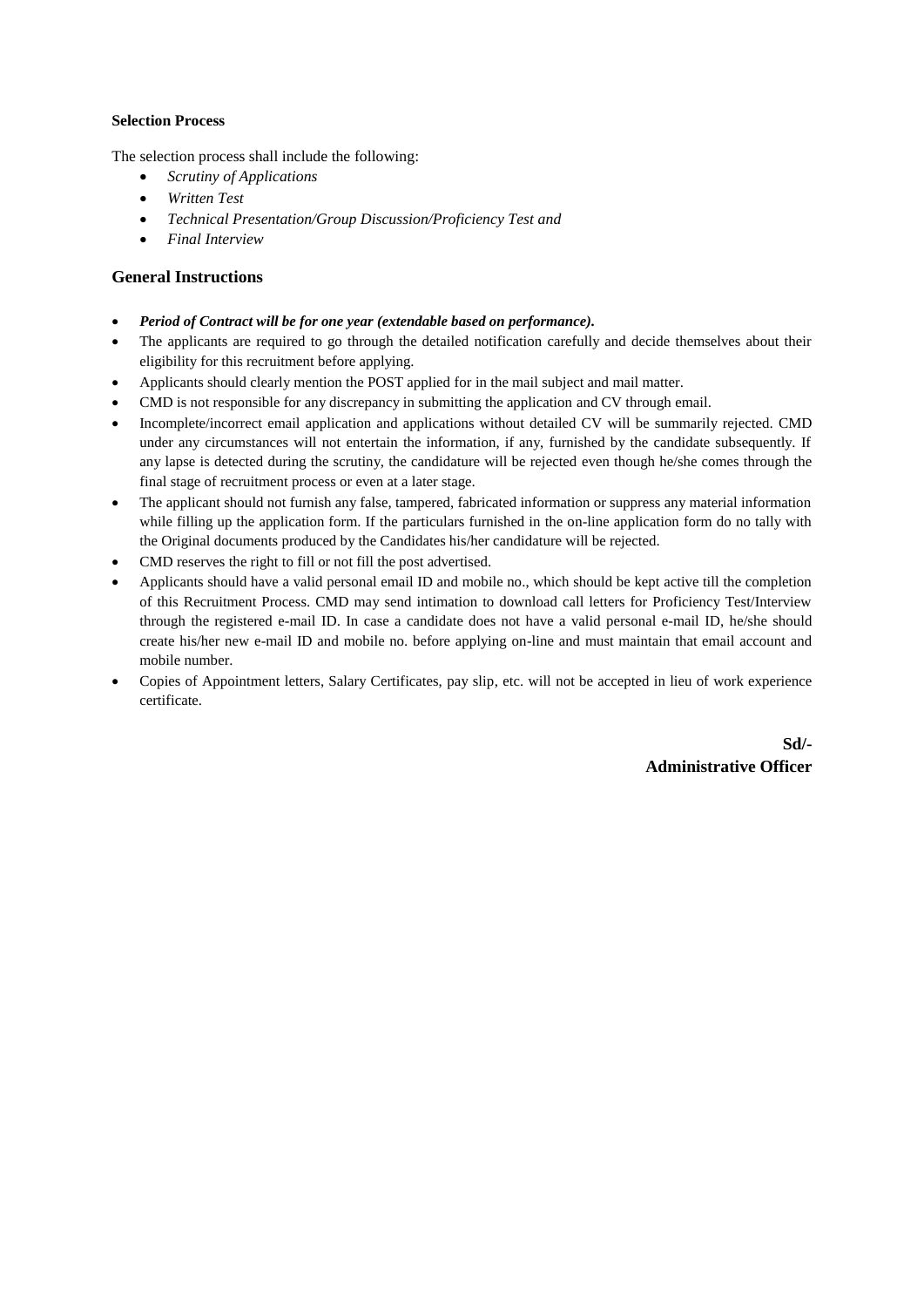**Selection Process**

The selection process shall include the following:

- *Scrutiny of Applications*
- *Written Test*
- *Technical Presentation/Group Discussion/Proficiency Test and*
- *Final Interview*

## General Instructions

- ***Period of Contract will be for one year (extendable based on performance).***
- The applicants are required to go through the detailed notification carefully and decide themselves about their eligibility for this recruitment before applying.
- Applicants should clearly mention the POST applied for in the mail subject and mail matter.
- CMD is not responsible for any discrepancy in submitting the application and CV through email.
- Incomplete/incorrect email application and applications without detailed CV will be summarily rejected. CMD under any circumstances will not entertain the information, if any, furnished by the candidate subsequently. If any lapse is detected during the scrutiny, the candidature will be rejected even though he/she comes through the final stage of recruitment process or even at a later stage.
- The applicant should not furnish any false, tampered, fabricated information or suppress any material information while filling up the application form. If the particulars furnished in the on-line application form do no tally with the Original documents produced by the Candidates his/her candidature will be rejected.
- CMD reserves the right to fill or not fill the post advertised.
- Applicants should have a valid personal email ID and mobile no., which should be kept active till the completion of this Recruitment Process. CMD may send intimation to download call letters for Proficiency Test/Interview through the registered e-mail ID. In case a candidate does not have a valid personal e-mail ID, he/she should create his/her new e-mail ID and mobile no. before applying on-line and must maintain that email account and mobile number.
- Copies of Appointment letters, Salary Certificates, pay slip, etc. will not be accepted in lieu of work experience certificate.

**Sd/-**
**Administrative Officer**